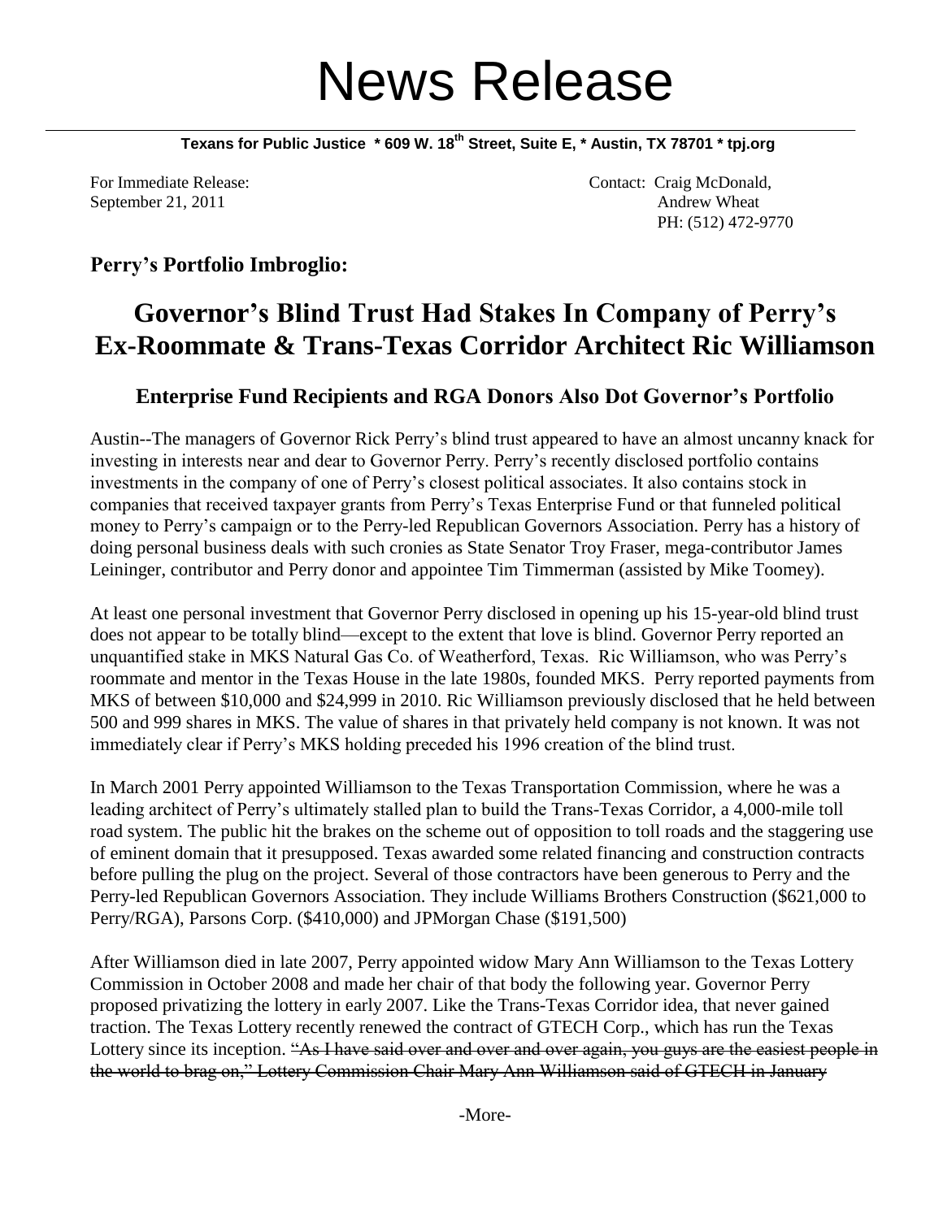# News Release

**Texans for Public Justice * 609 W. 18th Street, Suite E, * Austin, TX 78701 * tpj.org**

For Immediate Release:
September 21, 2011

Contact: Craig McDonald,
Andrew Wheat
PH: (512) 472-9770

**Perry's Portfolio Imbroglio:**

## Governor's Blind Trust Had Stakes In Company of Perry's Ex-Roommate & Trans-Texas Corridor Architect Ric Williamson

### Enterprise Fund Recipients and RGA Donors Also Dot Governor's Portfolio

Austin--The managers of Governor Rick Perry's blind trust appeared to have an almost uncanny knack for investing in interests near and dear to Governor Perry. Perry's recently disclosed portfolio contains investments in the company of one of Perry's closest political associates. It also contains stock in companies that received taxpayer grants from Perry's Texas Enterprise Fund or that funneled political money to Perry's campaign or to the Perry-led Republican Governors Association. Perry has a history of doing personal business deals with such cronies as State Senator Troy Fraser, mega-contributor James Leininger, contributor and Perry donor and appointee Tim Timmerman (assisted by Mike Toomey).

At least one personal investment that Governor Perry disclosed in opening up his 15-year-old blind trust does not appear to be totally blind—except to the extent that love is blind. Governor Perry reported an unquantified stake in MKS Natural Gas Co. of Weatherford, Texas. Ric Williamson, who was Perry's roommate and mentor in the Texas House in the late 1980s, founded MKS. Perry reported payments from MKS of between \$10,000 and \$24,999 in 2010. Ric Williamson previously disclosed that he held between 500 and 999 shares in MKS. The value of shares in that privately held company is not known. It was not immediately clear if Perry's MKS holding preceded his 1996 creation of the blind trust.

In March 2001 Perry appointed Williamson to the Texas Transportation Commission, where he was a leading architect of Perry's ultimately stalled plan to build the Trans-Texas Corridor, a 4,000-mile toll road system. The public hit the brakes on the scheme out of opposition to toll roads and the staggering use of eminent domain that it presupposed. Texas awarded some related financing and construction contracts before pulling the plug on the project. Several of those contractors have been generous to Perry and the Perry-led Republican Governors Association. They include Williams Brothers Construction (\$621,000 to Perry/RGA), Parsons Corp. (\$410,000) and JPMorgan Chase (\$191,500)

After Williamson died in late 2007, Perry appointed widow Mary Ann Williamson to the Texas Lottery Commission in October 2008 and made her chair of that body the following year. Governor Perry proposed privatizing the lottery in early 2007. Like the Trans-Texas Corridor idea, that never gained traction. The Texas Lottery recently renewed the contract of GTECH Corp., which has run the Texas Lottery since its inception. ~~"As I have said over and over and over again, you guys are the easiest people in the world to brag on," Lottery Commission Chair Mary Ann Williamson said of GTECH in January~~

-More-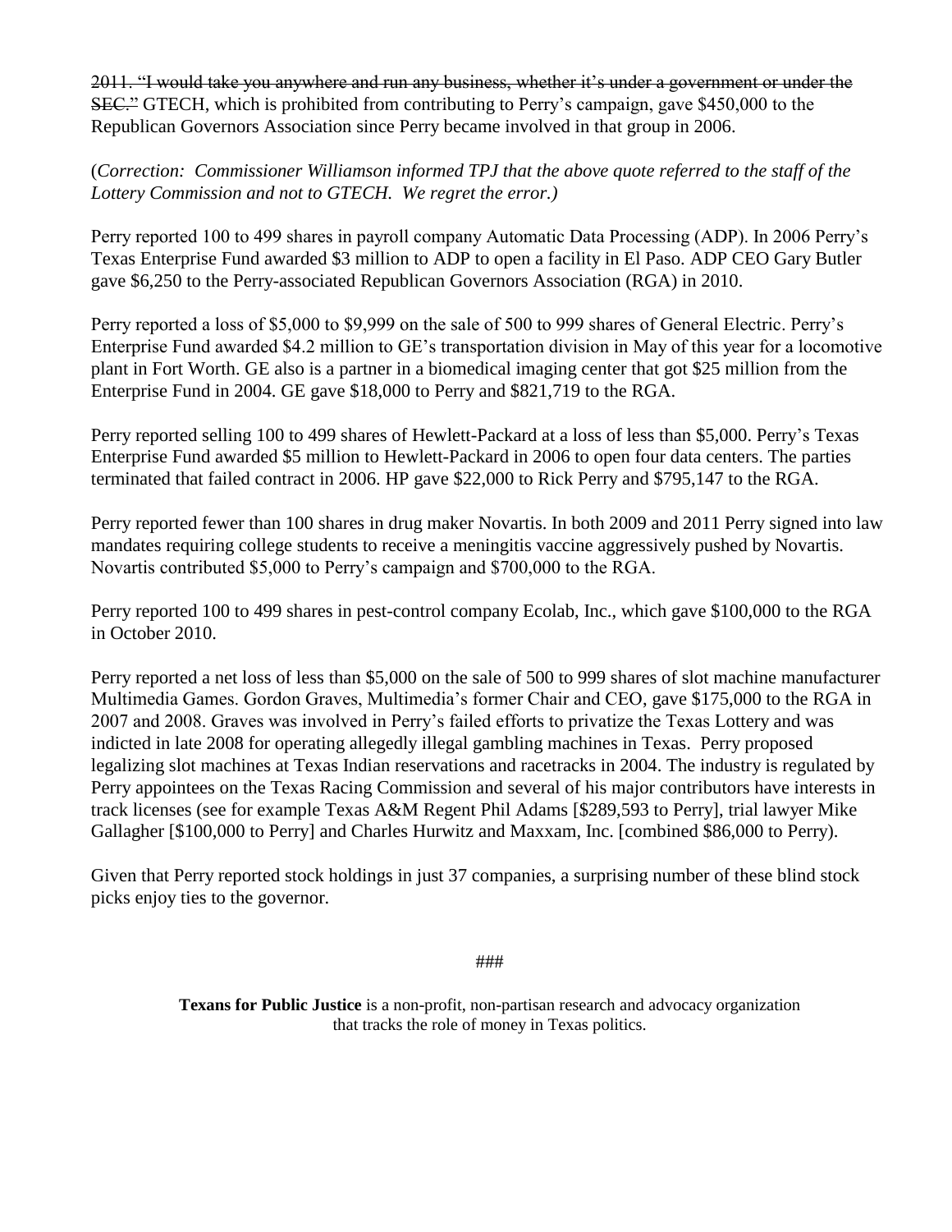~~2011. "I would take you anywhere and run any business, whether it's under a government or under the SEC."~~ GTECH, which is prohibited from contributing to Perry's campaign, gave $450,000 to the Republican Governors Association since Perry became involved in that group in 2006.

(*Correction: Commissioner Williamson informed TPJ that the above quote referred to the staff of the Lottery Commission and not to GTECH. We regret the error.)*

Perry reported 100 to 499 shares in payroll company Automatic Data Processing (ADP). In 2006 Perry's Texas Enterprise Fund awarded $3 million to ADP to open a facility in El Paso. ADP CEO Gary Butler gave $6,250 to the Perry-associated Republican Governors Association (RGA) in 2010.

Perry reported a loss of $5,000 to $9,999 on the sale of 500 to 999 shares of General Electric. Perry's Enterprise Fund awarded $4.2 million to GE's transportation division in May of this year for a locomotive plant in Fort Worth. GE also is a partner in a biomedical imaging center that got $25 million from the Enterprise Fund in 2004. GE gave $18,000 to Perry and $821,719 to the RGA.

Perry reported selling 100 to 499 shares of Hewlett-Packard at a loss of less than $5,000. Perry's Texas Enterprise Fund awarded $5 million to Hewlett-Packard in 2006 to open four data centers. The parties terminated that failed contract in 2006. HP gave $22,000 to Rick Perry and $795,147 to the RGA.

Perry reported fewer than 100 shares in drug maker Novartis. In both 2009 and 2011 Perry signed into law mandates requiring college students to receive a meningitis vaccine aggressively pushed by Novartis. Novartis contributed $5,000 to Perry's campaign and $700,000 to the RGA.

Perry reported 100 to 499 shares in pest-control company Ecolab, Inc., which gave $100,000 to the RGA in October 2010.

Perry reported a net loss of less than $5,000 on the sale of 500 to 999 shares of slot machine manufacturer Multimedia Games. Gordon Graves, Multimedia's former Chair and CEO, gave $175,000 to the RGA in 2007 and 2008. Graves was involved in Perry's failed efforts to privatize the Texas Lottery and was indicted in late 2008 for operating allegedly illegal gambling machines in Texas. Perry proposed legalizing slot machines at Texas Indian reservations and racetracks in 2004. The industry is regulated by Perry appointees on the Texas Racing Commission and several of his major contributors have interests in track licenses (see for example Texas A&M Regent Phil Adams [$289,593 to Perry], trial lawyer Mike Gallagher [$100,000 to Perry] and Charles Hurwitz and Maxxam, Inc. [combined $86,000 to Perry).

Given that Perry reported stock holdings in just 37 companies, a surprising number of these blind stock picks enjoy ties to the governor.

###

**Texans for Public Justice** is a non-profit, non-partisan research and advocacy organization that tracks the role of money in Texas politics.